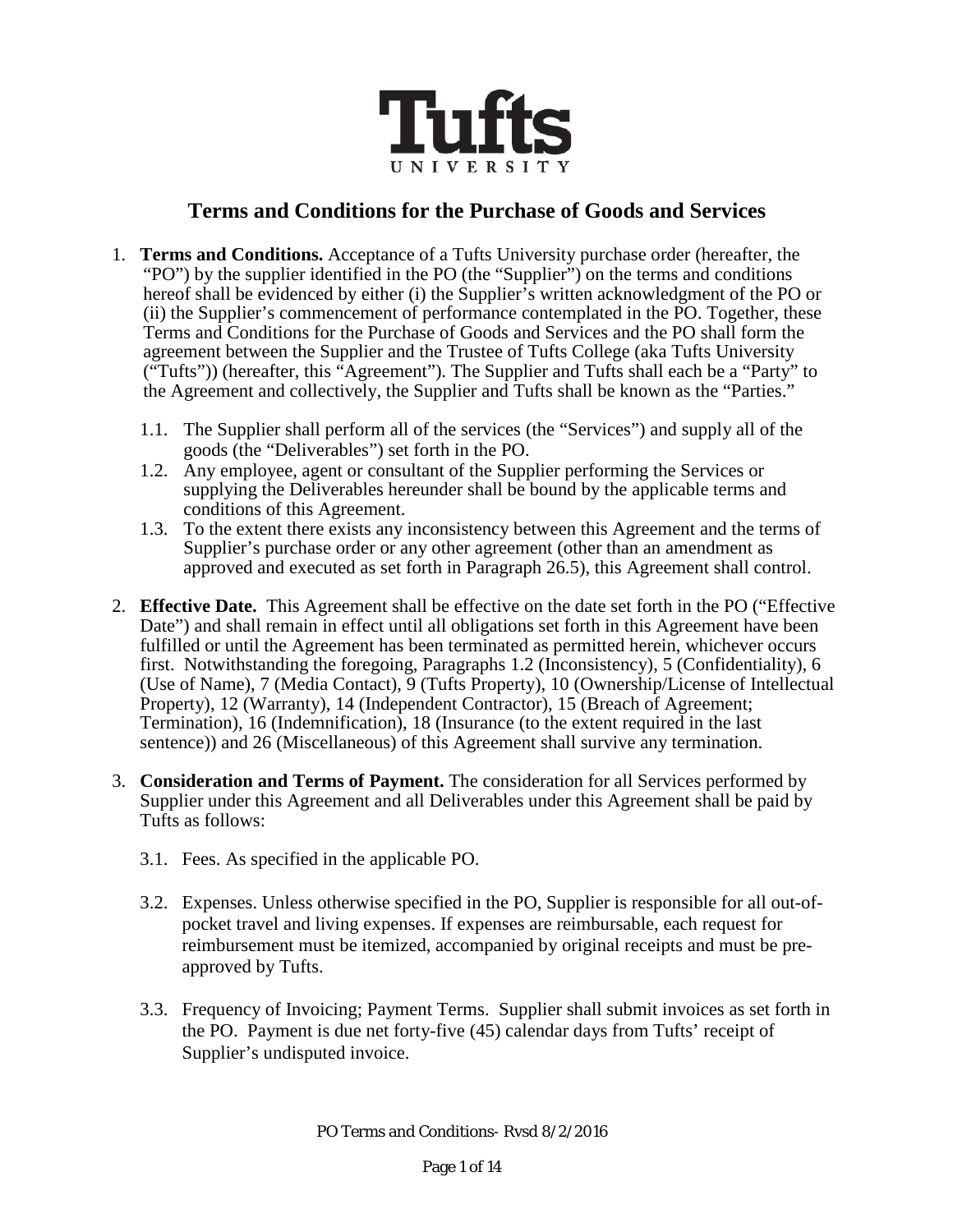Tufts UNIVERSITY

# Terms and Conditions for the Purchase of Goods and Services

1. **Terms and Conditions.** Acceptance of a Tufts University purchase order (hereafter, the "PO") by the supplier identified in the PO (the "Supplier") on the terms and conditions hereof shall be evidenced by either (i) the Supplier's written acknowledgment of the PO or (ii) the Supplier's commencement of performance contemplated in the PO. Together, these Terms and Conditions for the Purchase of Goods and Services and the PO shall form the agreement between the Supplier and the Trustee of Tufts College (aka Tufts University ("Tufts")) (hereafter, this "Agreement"). The Supplier and Tufts shall each be a "Party" to the Agreement and collectively, the Supplier and Tufts shall be known as the "Parties."

   1.1. The Supplier shall perform all of the services (the "Services") and supply all of the goods (the "Deliverables") set forth in the PO.

   1.2. Any employee, agent or consultant of the Supplier performing the Services or supplying the Deliverables hereunder shall be bound by the applicable terms and conditions of this Agreement.

   1.3. To the extent there exists any inconsistency between this Agreement and the terms of Supplier's purchase order or any other agreement (other than an amendment as approved and executed as set forth in Paragraph 26.5), this Agreement shall control.

2. **Effective Date.** This Agreement shall be effective on the date set forth in the PO ("Effective Date") and shall remain in effect until all obligations set forth in this Agreement have been fulfilled or until the Agreement has been terminated as permitted herein, whichever occurs first. Notwithstanding the foregoing, Paragraphs 1.2 (Inconsistency), 5 (Confidentiality), 6 (Use of Name), 7 (Media Contact), 9 (Tufts Property), 10 (Ownership/License of Intellectual Property), 12 (Warranty), 14 (Independent Contractor), 15 (Breach of Agreement; Termination), 16 (Indemnification), 18 (Insurance (to the extent required in the last sentence)) and 26 (Miscellaneous) of this Agreement shall survive any termination.

3. **Consideration and Terms of Payment.** The consideration for all Services performed by Supplier under this Agreement and all Deliverables under this Agreement shall be paid by Tufts as follows:

   3.1. Fees. As specified in the applicable PO.

   3.2. Expenses. Unless otherwise specified in the PO, Supplier is responsible for all out-of-pocket travel and living expenses. If expenses are reimbursable, each request for reimbursement must be itemized, accompanied by original receipts and must be pre-approved by Tufts.

   3.3. Frequency of Invoicing; Payment Terms. Supplier shall submit invoices as set forth in the PO. Payment is due net forty-five (45) calendar days from Tufts' receipt of Supplier's undisputed invoice.

PO Terms and Conditions- Rvsd 8/2/2016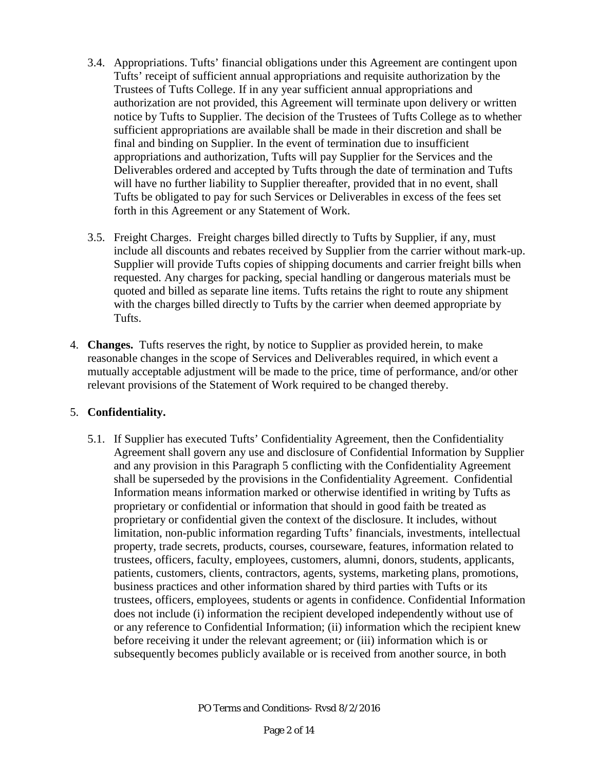3.4. Appropriations. Tufts' financial obligations under this Agreement are contingent upon Tufts' receipt of sufficient annual appropriations and requisite authorization by the Trustees of Tufts College. If in any year sufficient annual appropriations and authorization are not provided, this Agreement will terminate upon delivery or written notice by Tufts to Supplier. The decision of the Trustees of Tufts College as to whether sufficient appropriations are available shall be made in their discretion and shall be final and binding on Supplier. In the event of termination due to insufficient appropriations and authorization, Tufts will pay Supplier for the Services and the Deliverables ordered and accepted by Tufts through the date of termination and Tufts will have no further liability to Supplier thereafter, provided that in no event, shall Tufts be obligated to pay for such Services or Deliverables in excess of the fees set forth in this Agreement or any Statement of Work.

3.5. Freight Charges. Freight charges billed directly to Tufts by Supplier, if any, must include all discounts and rebates received by Supplier from the carrier without mark-up. Supplier will provide Tufts copies of shipping documents and carrier freight bills when requested. Any charges for packing, special handling or dangerous materials must be quoted and billed as separate line items. Tufts retains the right to route any shipment with the charges billed directly to Tufts by the carrier when deemed appropriate by Tufts.

4. **Changes.** Tufts reserves the right, by notice to Supplier as provided herein, to make reasonable changes in the scope of Services and Deliverables required, in which event a mutually acceptable adjustment will be made to the price, time of performance, and/or other relevant provisions of the Statement of Work required to be changed thereby.

5. **Confidentiality.**

5.1. If Supplier has executed Tufts' Confidentiality Agreement, then the Confidentiality Agreement shall govern any use and disclosure of Confidential Information by Supplier and any provision in this Paragraph 5 conflicting with the Confidentiality Agreement shall be superseded by the provisions in the Confidentiality Agreement. Confidential Information means information marked or otherwise identified in writing by Tufts as proprietary or confidential or information that should in good faith be treated as proprietary or confidential given the context of the disclosure. It includes, without limitation, non-public information regarding Tufts' financials, investments, intellectual property, trade secrets, products, courses, courseware, features, information related to trustees, officers, faculty, employees, customers, alumni, donors, students, applicants, patients, customers, clients, contractors, agents, systems, marketing plans, promotions, business practices and other information shared by third parties with Tufts or its trustees, officers, employees, students or agents in confidence. Confidential Information does not include (i) information the recipient developed independently without use of or any reference to Confidential Information; (ii) information which the recipient knew before receiving it under the relevant agreement; or (iii) information which is or subsequently becomes publicly available or is received from another source, in both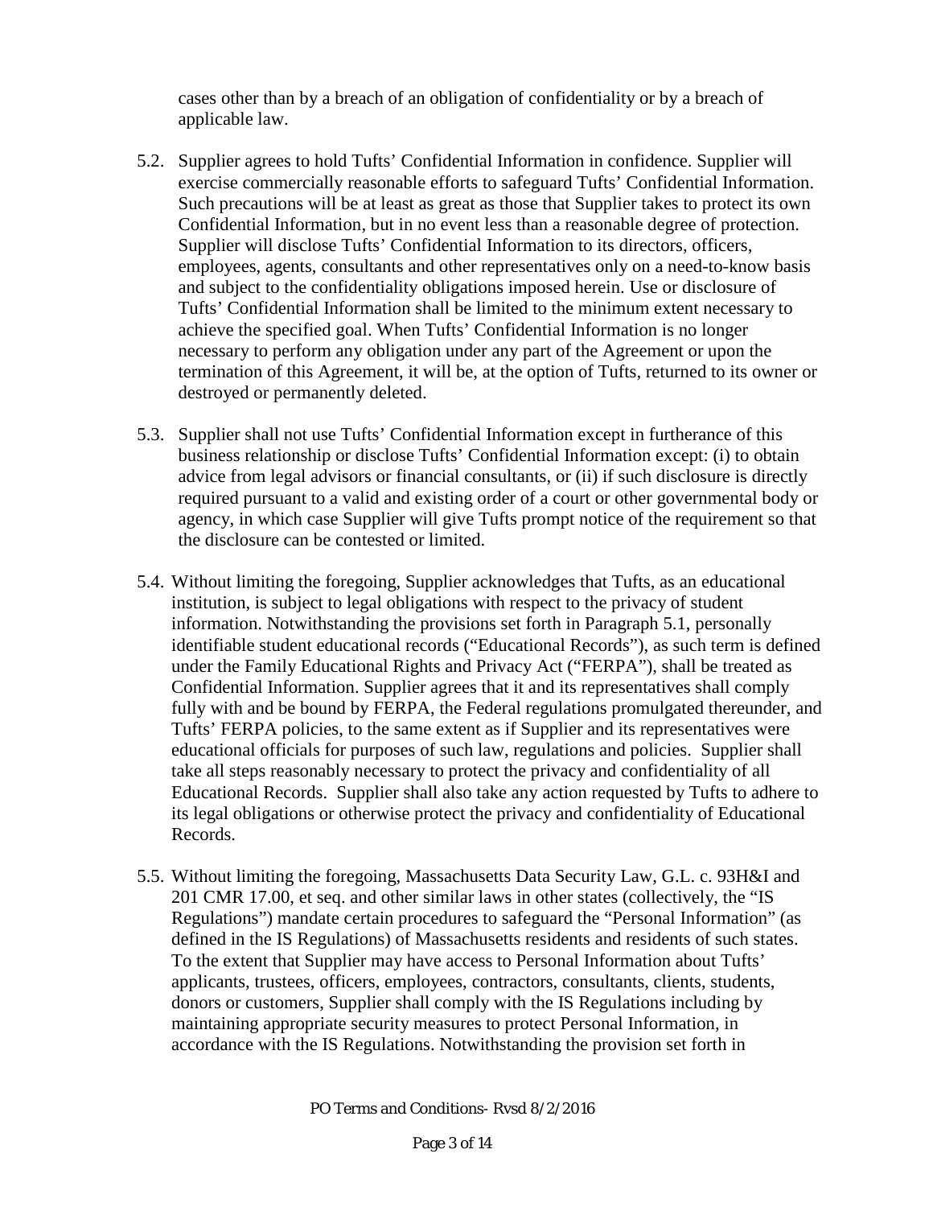cases other than by a breach of an obligation of confidentiality or by a breach of applicable law.

5.2. Supplier agrees to hold Tufts' Confidential Information in confidence. Supplier will exercise commercially reasonable efforts to safeguard Tufts' Confidential Information. Such precautions will be at least as great as those that Supplier takes to protect its own Confidential Information, but in no event less than a reasonable degree of protection. Supplier will disclose Tufts' Confidential Information to its directors, officers, employees, agents, consultants and other representatives only on a need-to-know basis and subject to the confidentiality obligations imposed herein. Use or disclosure of Tufts' Confidential Information shall be limited to the minimum extent necessary to achieve the specified goal. When Tufts' Confidential Information is no longer necessary to perform any obligation under any part of the Agreement or upon the termination of this Agreement, it will be, at the option of Tufts, returned to its owner or destroyed or permanently deleted.

5.3. Supplier shall not use Tufts' Confidential Information except in furtherance of this business relationship or disclose Tufts' Confidential Information except: (i) to obtain advice from legal advisors or financial consultants, or (ii) if such disclosure is directly required pursuant to a valid and existing order of a court or other governmental body or agency, in which case Supplier will give Tufts prompt notice of the requirement so that the disclosure can be contested or limited.

5.4. Without limiting the foregoing, Supplier acknowledges that Tufts, as an educational institution, is subject to legal obligations with respect to the privacy of student information. Notwithstanding the provisions set forth in Paragraph 5.1, personally identifiable student educational records ("Educational Records"), as such term is defined under the Family Educational Rights and Privacy Act ("FERPA"), shall be treated as Confidential Information. Supplier agrees that it and its representatives shall comply fully with and be bound by FERPA, the Federal regulations promulgated thereunder, and Tufts' FERPA policies, to the same extent as if Supplier and its representatives were educational officials for purposes of such law, regulations and policies. Supplier shall take all steps reasonably necessary to protect the privacy and confidentiality of all Educational Records. Supplier shall also take any action requested by Tufts to adhere to its legal obligations or otherwise protect the privacy and confidentiality of Educational Records.

5.5. Without limiting the foregoing, Massachusetts Data Security Law, G.L. c. 93H&I and 201 CMR 17.00, et seq. and other similar laws in other states (collectively, the "IS Regulations") mandate certain procedures to safeguard the "Personal Information" (as defined in the IS Regulations) of Massachusetts residents and residents of such states. To the extent that Supplier may have access to Personal Information about Tufts' applicants, trustees, officers, employees, contractors, consultants, clients, students, donors or customers, Supplier shall comply with the IS Regulations including by maintaining appropriate security measures to protect Personal Information, in accordance with the IS Regulations. Notwithstanding the provision set forth in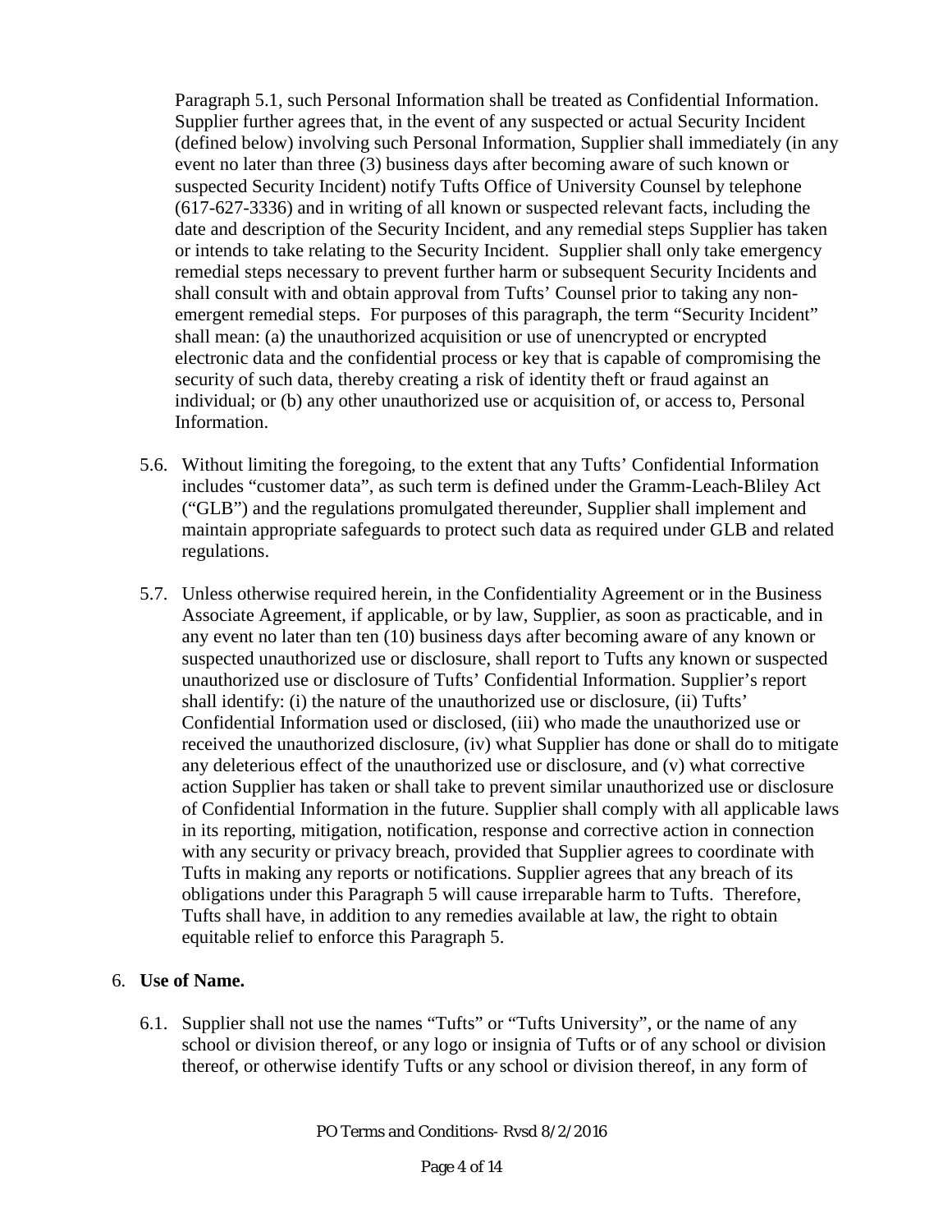Paragraph 5.1, such Personal Information shall be treated as Confidential Information. Supplier further agrees that, in the event of any suspected or actual Security Incident (defined below) involving such Personal Information, Supplier shall immediately (in any event no later than three (3) business days after becoming aware of such known or suspected Security Incident) notify Tufts Office of University Counsel by telephone (617-627-3336) and in writing of all known or suspected relevant facts, including the date and description of the Security Incident, and any remedial steps Supplier has taken or intends to take relating to the Security Incident. Supplier shall only take emergency remedial steps necessary to prevent further harm or subsequent Security Incidents and shall consult with and obtain approval from Tufts' Counsel prior to taking any non-emergent remedial steps. For purposes of this paragraph, the term "Security Incident" shall mean: (a) the unauthorized acquisition or use of unencrypted or encrypted electronic data and the confidential process or key that is capable of compromising the security of such data, thereby creating a risk of identity theft or fraud against an individual; or (b) any other unauthorized use or acquisition of, or access to, Personal Information.

5.6. Without limiting the foregoing, to the extent that any Tufts' Confidential Information includes "customer data", as such term is defined under the Gramm-Leach-Bliley Act ("GLB") and the regulations promulgated thereunder, Supplier shall implement and maintain appropriate safeguards to protect such data as required under GLB and related regulations.

5.7. Unless otherwise required herein, in the Confidentiality Agreement or in the Business Associate Agreement, if applicable, or by law, Supplier, as soon as practicable, and in any event no later than ten (10) business days after becoming aware of any known or suspected unauthorized use or disclosure, shall report to Tufts any known or suspected unauthorized use or disclosure of Tufts' Confidential Information. Supplier's report shall identify: (i) the nature of the unauthorized use or disclosure, (ii) Tufts' Confidential Information used or disclosed, (iii) who made the unauthorized use or received the unauthorized disclosure, (iv) what Supplier has done or shall do to mitigate any deleterious effect of the unauthorized use or disclosure, and (v) what corrective action Supplier has taken or shall take to prevent similar unauthorized use or disclosure of Confidential Information in the future. Supplier shall comply with all applicable laws in its reporting, mitigation, notification, response and corrective action in connection with any security or privacy breach, provided that Supplier agrees to coordinate with Tufts in making any reports or notifications. Supplier agrees that any breach of its obligations under this Paragraph 5 will cause irreparable harm to Tufts. Therefore, Tufts shall have, in addition to any remedies available at law, the right to obtain equitable relief to enforce this Paragraph 5.

6. **Use of Name.**

6.1. Supplier shall not use the names "Tufts" or "Tufts University", or the name of any school or division thereof, or any logo or insignia of Tufts or of any school or division thereof, or otherwise identify Tufts or any school or division thereof, in any form of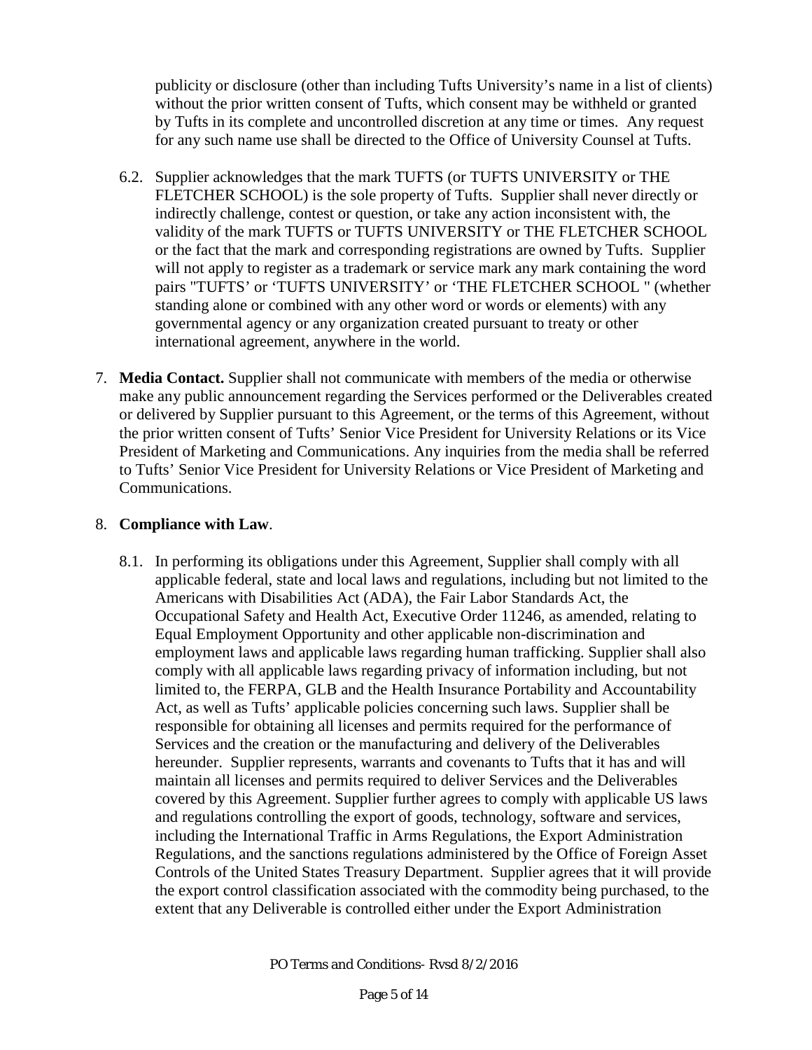publicity or disclosure (other than including Tufts University's name in a list of clients) without the prior written consent of Tufts, which consent may be withheld or granted by Tufts in its complete and uncontrolled discretion at any time or times. Any request for any such name use shall be directed to the Office of University Counsel at Tufts.

6.2. Supplier acknowledges that the mark TUFTS (or TUFTS UNIVERSITY or THE FLETCHER SCHOOL) is the sole property of Tufts. Supplier shall never directly or indirectly challenge, contest or question, or take any action inconsistent with, the validity of the mark TUFTS or TUFTS UNIVERSITY or THE FLETCHER SCHOOL or the fact that the mark and corresponding registrations are owned by Tufts. Supplier will not apply to register as a trademark or service mark any mark containing the word pairs "TUFTS' or 'TUFTS UNIVERSITY' or 'THE FLETCHER SCHOOL " (whether standing alone or combined with any other word or words or elements) with any governmental agency or any organization created pursuant to treaty or other international agreement, anywhere in the world.

7. **Media Contact.** Supplier shall not communicate with members of the media or otherwise make any public announcement regarding the Services performed or the Deliverables created or delivered by Supplier pursuant to this Agreement, or the terms of this Agreement, without the prior written consent of Tufts' Senior Vice President for University Relations or its Vice President of Marketing and Communications. Any inquiries from the media shall be referred to Tufts' Senior Vice President for University Relations or Vice President of Marketing and Communications.

8. **Compliance with Law**.

8.1. In performing its obligations under this Agreement, Supplier shall comply with all applicable federal, state and local laws and regulations, including but not limited to the Americans with Disabilities Act (ADA), the Fair Labor Standards Act, the Occupational Safety and Health Act, Executive Order 11246, as amended, relating to Equal Employment Opportunity and other applicable non-discrimination and employment laws and applicable laws regarding human trafficking. Supplier shall also comply with all applicable laws regarding privacy of information including, but not limited to, the FERPA, GLB and the Health Insurance Portability and Accountability Act, as well as Tufts' applicable policies concerning such laws. Supplier shall be responsible for obtaining all licenses and permits required for the performance of Services and the creation or the manufacturing and delivery of the Deliverables hereunder. Supplier represents, warrants and covenants to Tufts that it has and will maintain all licenses and permits required to deliver Services and the Deliverables covered by this Agreement. Supplier further agrees to comply with applicable US laws and regulations controlling the export of goods, technology, software and services, including the International Traffic in Arms Regulations, the Export Administration Regulations, and the sanctions regulations administered by the Office of Foreign Asset Controls of the United States Treasury Department. Supplier agrees that it will provide the export control classification associated with the commodity being purchased, to the extent that any Deliverable is controlled either under the Export Administration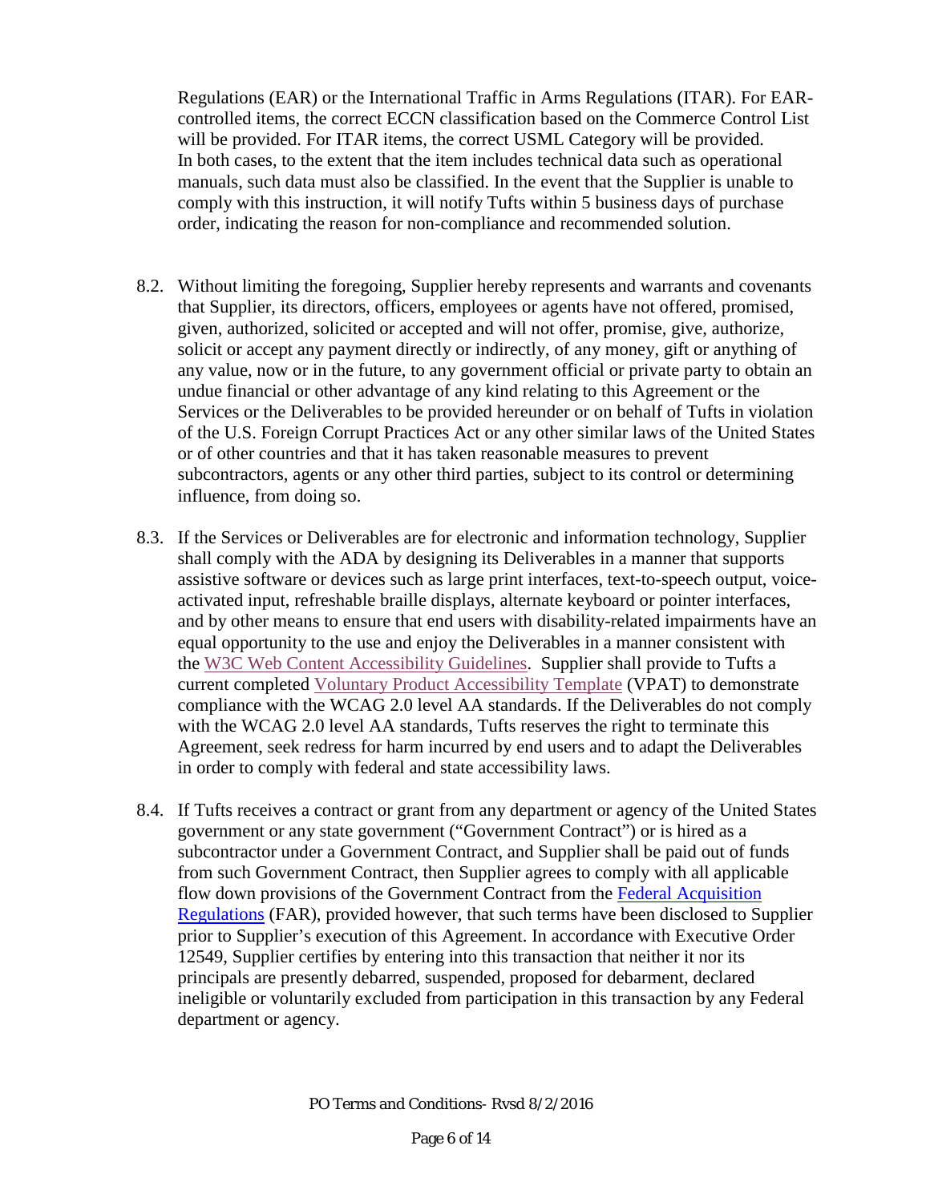Regulations (EAR) or the International Traffic in Arms Regulations (ITAR). For EAR-controlled items, the correct ECCN classification based on the Commerce Control List will be provided. For ITAR items, the correct USML Category will be provided. In both cases, to the extent that the item includes technical data such as operational manuals, such data must also be classified. In the event that the Supplier is unable to comply with this instruction, it will notify Tufts within 5 business days of purchase order, indicating the reason for non-compliance and recommended solution.

8.2. Without limiting the foregoing, Supplier hereby represents and warrants and covenants that Supplier, its directors, officers, employees or agents have not offered, promised, given, authorized, solicited or accepted and will not offer, promise, give, authorize, solicit or accept any payment directly or indirectly, of any money, gift or anything of any value, now or in the future, to any government official or private party to obtain an undue financial or other advantage of any kind relating to this Agreement or the Services or the Deliverables to be provided hereunder or on behalf of Tufts in violation of the U.S. Foreign Corrupt Practices Act or any other similar laws of the United States or of other countries and that it has taken reasonable measures to prevent subcontractors, agents or any other third parties, subject to its control or determining influence, from doing so.

8.3. If the Services or Deliverables are for electronic and information technology, Supplier shall comply with the ADA by designing its Deliverables in a manner that supports assistive software or devices such as large print interfaces, text-to-speech output, voice-activated input, refreshable braille displays, alternate keyboard or pointer interfaces, and by other means to ensure that end users with disability-related impairments have an equal opportunity to the use and enjoy the Deliverables in a manner consistent with the W3C Web Content Accessibility Guidelines. Supplier shall provide to Tufts a current completed Voluntary Product Accessibility Template (VPAT) to demonstrate compliance with the WCAG 2.0 level AA standards. If the Deliverables do not comply with the WCAG 2.0 level AA standards, Tufts reserves the right to terminate this Agreement, seek redress for harm incurred by end users and to adapt the Deliverables in order to comply with federal and state accessibility laws.

8.4. If Tufts receives a contract or grant from any department or agency of the United States government or any state government ("Government Contract") or is hired as a subcontractor under a Government Contract, and Supplier shall be paid out of funds from such Government Contract, then Supplier agrees to comply with all applicable flow down provisions of the Government Contract from the Federal Acquisition Regulations (FAR), provided however, that such terms have been disclosed to Supplier prior to Supplier's execution of this Agreement. In accordance with Executive Order 12549, Supplier certifies by entering into this transaction that neither it nor its principals are presently debarred, suspended, proposed for debarment, declared ineligible or voluntarily excluded from participation in this transaction by any Federal department or agency.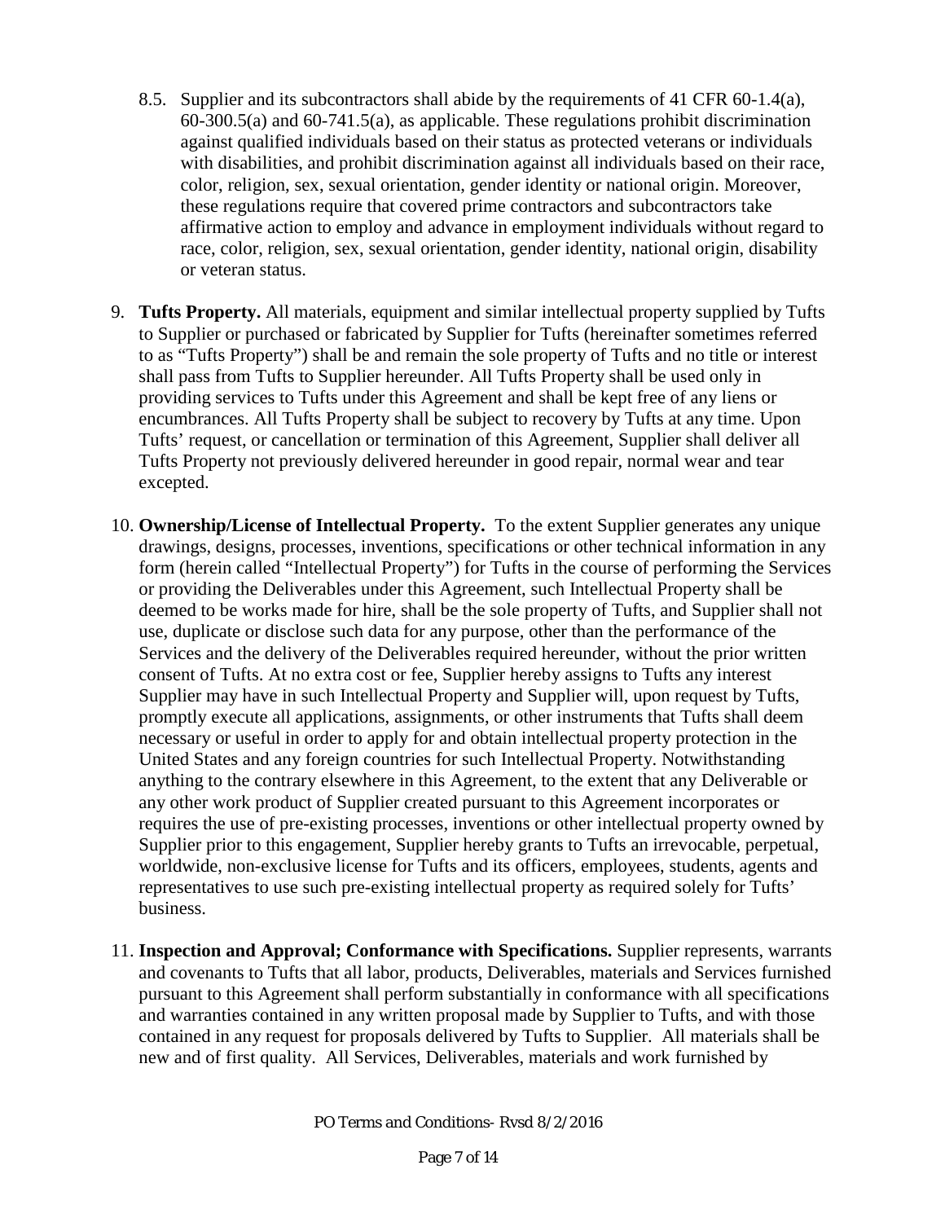8.5. Supplier and its subcontractors shall abide by the requirements of 41 CFR 60-1.4(a), 60-300.5(a) and 60-741.5(a), as applicable. These regulations prohibit discrimination against qualified individuals based on their status as protected veterans or individuals with disabilities, and prohibit discrimination against all individuals based on their race, color, religion, sex, sexual orientation, gender identity or national origin. Moreover, these regulations require that covered prime contractors and subcontractors take affirmative action to employ and advance in employment individuals without regard to race, color, religion, sex, sexual orientation, gender identity, national origin, disability or veteran status.

9. **Tufts Property.** All materials, equipment and similar intellectual property supplied by Tufts to Supplier or purchased or fabricated by Supplier for Tufts (hereinafter sometimes referred to as "Tufts Property") shall be and remain the sole property of Tufts and no title or interest shall pass from Tufts to Supplier hereunder. All Tufts Property shall be used only in providing services to Tufts under this Agreement and shall be kept free of any liens or encumbrances. All Tufts Property shall be subject to recovery by Tufts at any time. Upon Tufts' request, or cancellation or termination of this Agreement, Supplier shall deliver all Tufts Property not previously delivered hereunder in good repair, normal wear and tear excepted.

10. **Ownership/License of Intellectual Property.** To the extent Supplier generates any unique drawings, designs, processes, inventions, specifications or other technical information in any form (herein called "Intellectual Property") for Tufts in the course of performing the Services or providing the Deliverables under this Agreement, such Intellectual Property shall be deemed to be works made for hire, shall be the sole property of Tufts, and Supplier shall not use, duplicate or disclose such data for any purpose, other than the performance of the Services and the delivery of the Deliverables required hereunder, without the prior written consent of Tufts. At no extra cost or fee, Supplier hereby assigns to Tufts any interest Supplier may have in such Intellectual Property and Supplier will, upon request by Tufts, promptly execute all applications, assignments, or other instruments that Tufts shall deem necessary or useful in order to apply for and obtain intellectual property protection in the United States and any foreign countries for such Intellectual Property. Notwithstanding anything to the contrary elsewhere in this Agreement, to the extent that any Deliverable or any other work product of Supplier created pursuant to this Agreement incorporates or requires the use of pre-existing processes, inventions or other intellectual property owned by Supplier prior to this engagement, Supplier hereby grants to Tufts an irrevocable, perpetual, worldwide, non-exclusive license for Tufts and its officers, employees, students, agents and representatives to use such pre-existing intellectual property as required solely for Tufts' business.

11. **Inspection and Approval; Conformance with Specifications.** Supplier represents, warrants and covenants to Tufts that all labor, products, Deliverables, materials and Services furnished pursuant to this Agreement shall perform substantially in conformance with all specifications and warranties contained in any written proposal made by Supplier to Tufts, and with those contained in any request for proposals delivered by Tufts to Supplier. All materials shall be new and of first quality. All Services, Deliverables, materials and work furnished by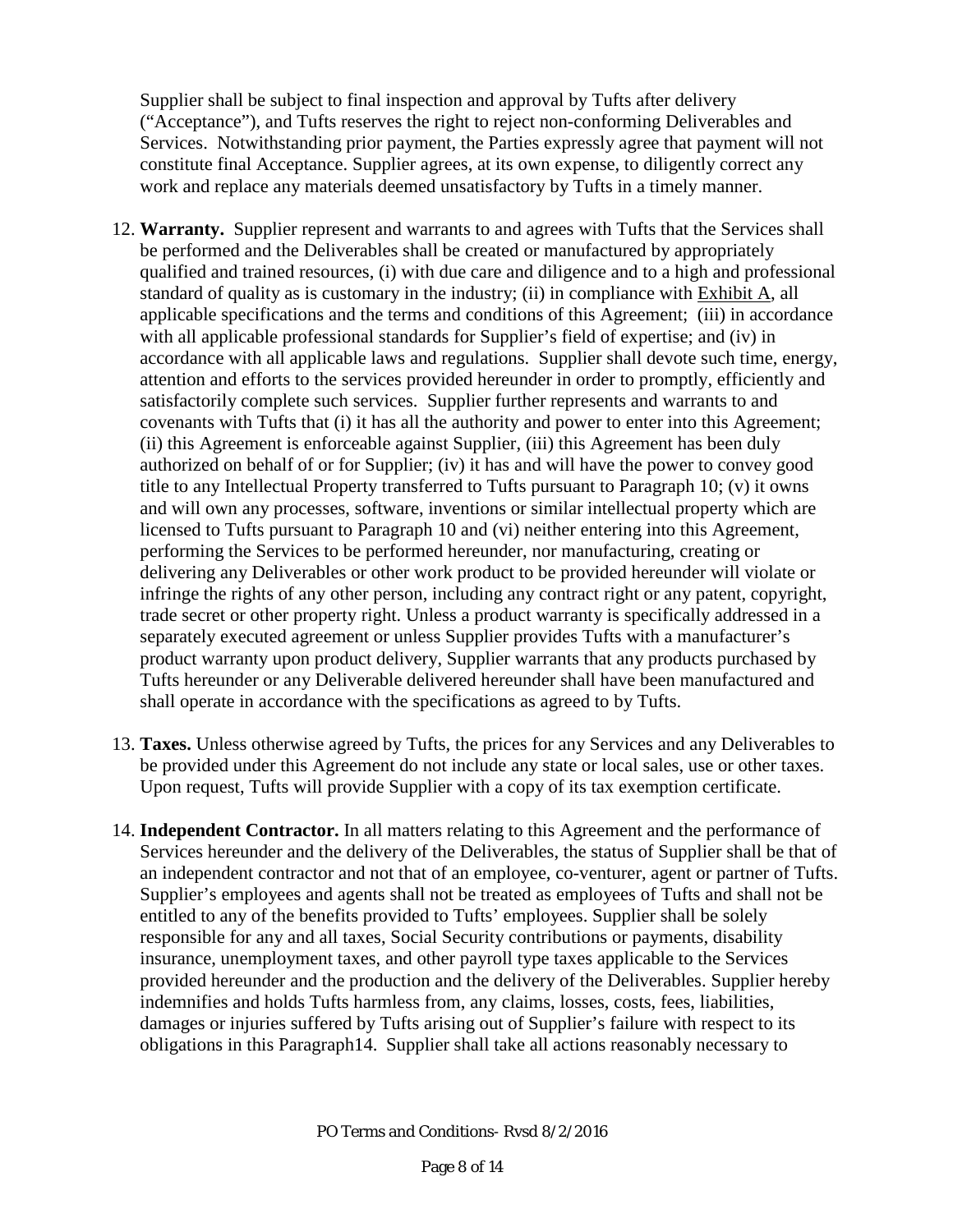Supplier shall be subject to final inspection and approval by Tufts after delivery ("Acceptance"), and Tufts reserves the right to reject non-conforming Deliverables and Services. Notwithstanding prior payment, the Parties expressly agree that payment will not constitute final Acceptance. Supplier agrees, at its own expense, to diligently correct any work and replace any materials deemed unsatisfactory by Tufts in a timely manner.

12. **Warranty.** Supplier represent and warrants to and agrees with Tufts that the Services shall be performed and the Deliverables shall be created or manufactured by appropriately qualified and trained resources, (i) with due care and diligence and to a high and professional standard of quality as is customary in the industry; (ii) in compliance with Exhibit A, all applicable specifications and the terms and conditions of this Agreement; (iii) in accordance with all applicable professional standards for Supplier's field of expertise; and (iv) in accordance with all applicable laws and regulations. Supplier shall devote such time, energy, attention and efforts to the services provided hereunder in order to promptly, efficiently and satisfactorily complete such services. Supplier further represents and warrants to and covenants with Tufts that (i) it has all the authority and power to enter into this Agreement; (ii) this Agreement is enforceable against Supplier, (iii) this Agreement has been duly authorized on behalf of or for Supplier; (iv) it has and will have the power to convey good title to any Intellectual Property transferred to Tufts pursuant to Paragraph 10; (v) it owns and will own any processes, software, inventions or similar intellectual property which are licensed to Tufts pursuant to Paragraph 10 and (vi) neither entering into this Agreement, performing the Services to be performed hereunder, nor manufacturing, creating or delivering any Deliverables or other work product to be provided hereunder will violate or infringe the rights of any other person, including any contract right or any patent, copyright, trade secret or other property right. Unless a product warranty is specifically addressed in a separately executed agreement or unless Supplier provides Tufts with a manufacturer's product warranty upon product delivery, Supplier warrants that any products purchased by Tufts hereunder or any Deliverable delivered hereunder shall have been manufactured and shall operate in accordance with the specifications as agreed to by Tufts.

13. **Taxes.** Unless otherwise agreed by Tufts, the prices for any Services and any Deliverables to be provided under this Agreement do not include any state or local sales, use or other taxes. Upon request, Tufts will provide Supplier with a copy of its tax exemption certificate.

14. **Independent Contractor.** In all matters relating to this Agreement and the performance of Services hereunder and the delivery of the Deliverables, the status of Supplier shall be that of an independent contractor and not that of an employee, co-venturer, agent or partner of Tufts. Supplier's employees and agents shall not be treated as employees of Tufts and shall not be entitled to any of the benefits provided to Tufts' employees. Supplier shall be solely responsible for any and all taxes, Social Security contributions or payments, disability insurance, unemployment taxes, and other payroll type taxes applicable to the Services provided hereunder and the production and the delivery of the Deliverables. Supplier hereby indemnifies and holds Tufts harmless from, any claims, losses, costs, fees, liabilities, damages or injuries suffered by Tufts arising out of Supplier's failure with respect to its obligations in this Paragraph14. Supplier shall take all actions reasonably necessary to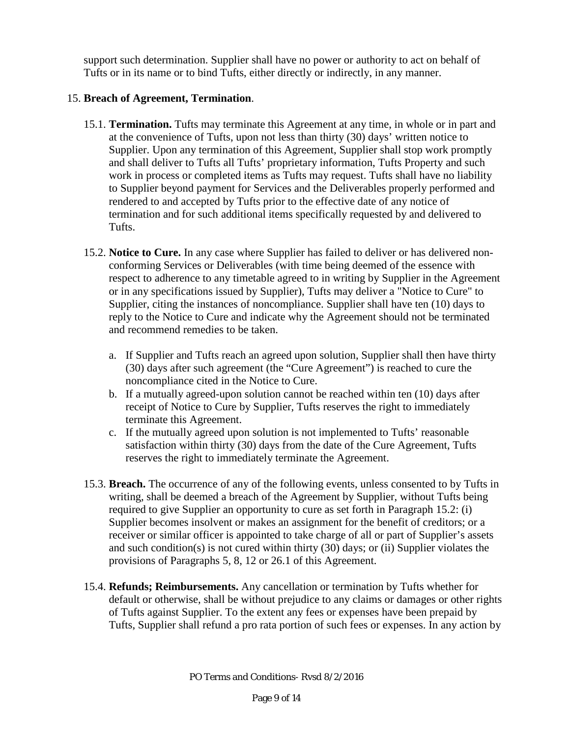support such determination. Supplier shall have no power or authority to act on behalf of Tufts or in its name or to bind Tufts, either directly or indirectly, in any manner.

15. **Breach of Agreement, Termination**.

15.1. **Termination.** Tufts may terminate this Agreement at any time, in whole or in part and at the convenience of Tufts, upon not less than thirty (30) days' written notice to Supplier. Upon any termination of this Agreement, Supplier shall stop work promptly and shall deliver to Tufts all Tufts' proprietary information, Tufts Property and such work in process or completed items as Tufts may request. Tufts shall have no liability to Supplier beyond payment for Services and the Deliverables properly performed and rendered to and accepted by Tufts prior to the effective date of any notice of termination and for such additional items specifically requested by and delivered to Tufts.

15.2. **Notice to Cure.** In any case where Supplier has failed to deliver or has delivered non-conforming Services or Deliverables (with time being deemed of the essence with respect to adherence to any timetable agreed to in writing by Supplier in the Agreement or in any specifications issued by Supplier), Tufts may deliver a "Notice to Cure" to Supplier, citing the instances of noncompliance. Supplier shall have ten (10) days to reply to the Notice to Cure and indicate why the Agreement should not be terminated and recommend remedies to be taken.

a. If Supplier and Tufts reach an agreed upon solution, Supplier shall then have thirty (30) days after such agreement (the "Cure Agreement") is reached to cure the noncompliance cited in the Notice to Cure.
b. If a mutually agreed-upon solution cannot be reached within ten (10) days after receipt of Notice to Cure by Supplier, Tufts reserves the right to immediately terminate this Agreement.
c. If the mutually agreed upon solution is not implemented to Tufts' reasonable satisfaction within thirty (30) days from the date of the Cure Agreement, Tufts reserves the right to immediately terminate the Agreement.

15.3. **Breach.** The occurrence of any of the following events, unless consented to by Tufts in writing, shall be deemed a breach of the Agreement by Supplier, without Tufts being required to give Supplier an opportunity to cure as set forth in Paragraph 15.2: (i) Supplier becomes insolvent or makes an assignment for the benefit of creditors; or a receiver or similar officer is appointed to take charge of all or part of Supplier's assets and such condition(s) is not cured within thirty (30) days; or (ii) Supplier violates the provisions of Paragraphs 5, 8, 12 or 26.1 of this Agreement.

15.4. **Refunds; Reimbursements.** Any cancellation or termination by Tufts whether for default or otherwise, shall be without prejudice to any claims or damages or other rights of Tufts against Supplier. To the extent any fees or expenses have been prepaid by Tufts, Supplier shall refund a pro rata portion of such fees or expenses. In any action by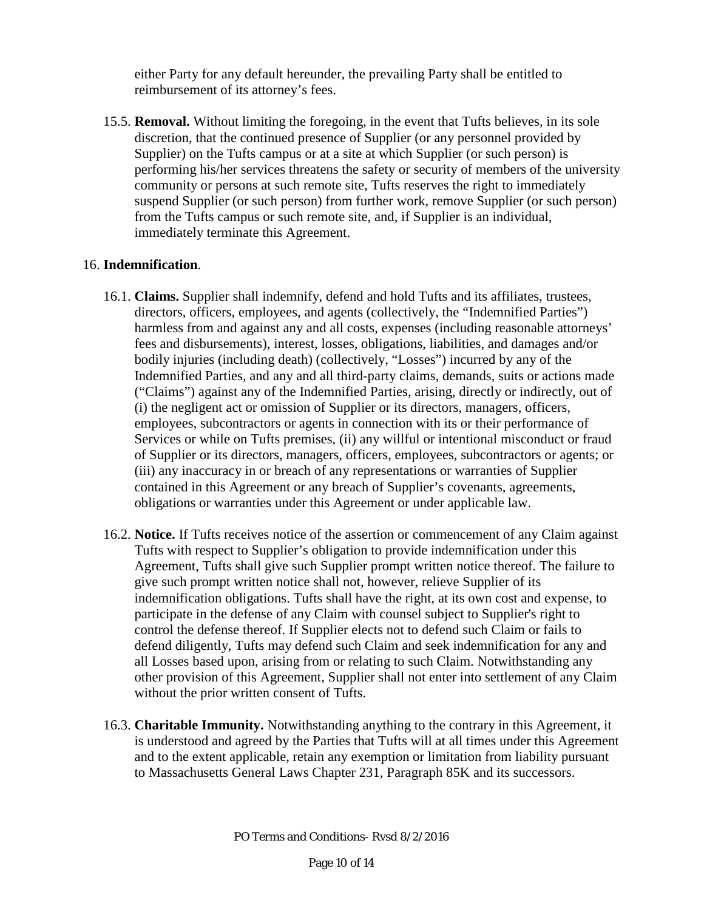either Party for any default hereunder, the prevailing Party shall be entitled to reimbursement of its attorney's fees.

15.5. **Removal.** Without limiting the foregoing, in the event that Tufts believes, in its sole discretion, that the continued presence of Supplier (or any personnel provided by Supplier) on the Tufts campus or at a site at which Supplier (or such person) is performing his/her services threatens the safety or security of members of the university community or persons at such remote site, Tufts reserves the right to immediately suspend Supplier (or such person) from further work, remove Supplier (or such person) from the Tufts campus or such remote site, and, if Supplier is an individual, immediately terminate this Agreement.

16. **Indemnification**.

16.1. **Claims.** Supplier shall indemnify, defend and hold Tufts and its affiliates, trustees, directors, officers, employees, and agents (collectively, the "Indemnified Parties") harmless from and against any and all costs, expenses (including reasonable attorneys' fees and disbursements), interest, losses, obligations, liabilities, and damages and/or bodily injuries (including death) (collectively, "Losses") incurred by any of the Indemnified Parties, and any and all third-party claims, demands, suits or actions made ("Claims") against any of the Indemnified Parties, arising, directly or indirectly, out of (i) the negligent act or omission of Supplier or its directors, managers, officers, employees, subcontractors or agents in connection with its or their performance of Services or while on Tufts premises, (ii) any willful or intentional misconduct or fraud of Supplier or its directors, managers, officers, employees, subcontractors or agents; or (iii) any inaccuracy in or breach of any representations or warranties of Supplier contained in this Agreement or any breach of Supplier's covenants, agreements, obligations or warranties under this Agreement or under applicable law.

16.2. **Notice.** If Tufts receives notice of the assertion or commencement of any Claim against Tufts with respect to Supplier's obligation to provide indemnification under this Agreement, Tufts shall give such Supplier prompt written notice thereof. The failure to give such prompt written notice shall not, however, relieve Supplier of its indemnification obligations. Tufts shall have the right, at its own cost and expense, to participate in the defense of any Claim with counsel subject to Supplier's right to control the defense thereof. If Supplier elects not to defend such Claim or fails to defend diligently, Tufts may defend such Claim and seek indemnification for any and all Losses based upon, arising from or relating to such Claim. Notwithstanding any other provision of this Agreement, Supplier shall not enter into settlement of any Claim without the prior written consent of Tufts.

16.3. **Charitable Immunity.** Notwithstanding anything to the contrary in this Agreement, it is understood and agreed by the Parties that Tufts will at all times under this Agreement and to the extent applicable, retain any exemption or limitation from liability pursuant to Massachusetts General Laws Chapter 231, Paragraph 85K and its successors.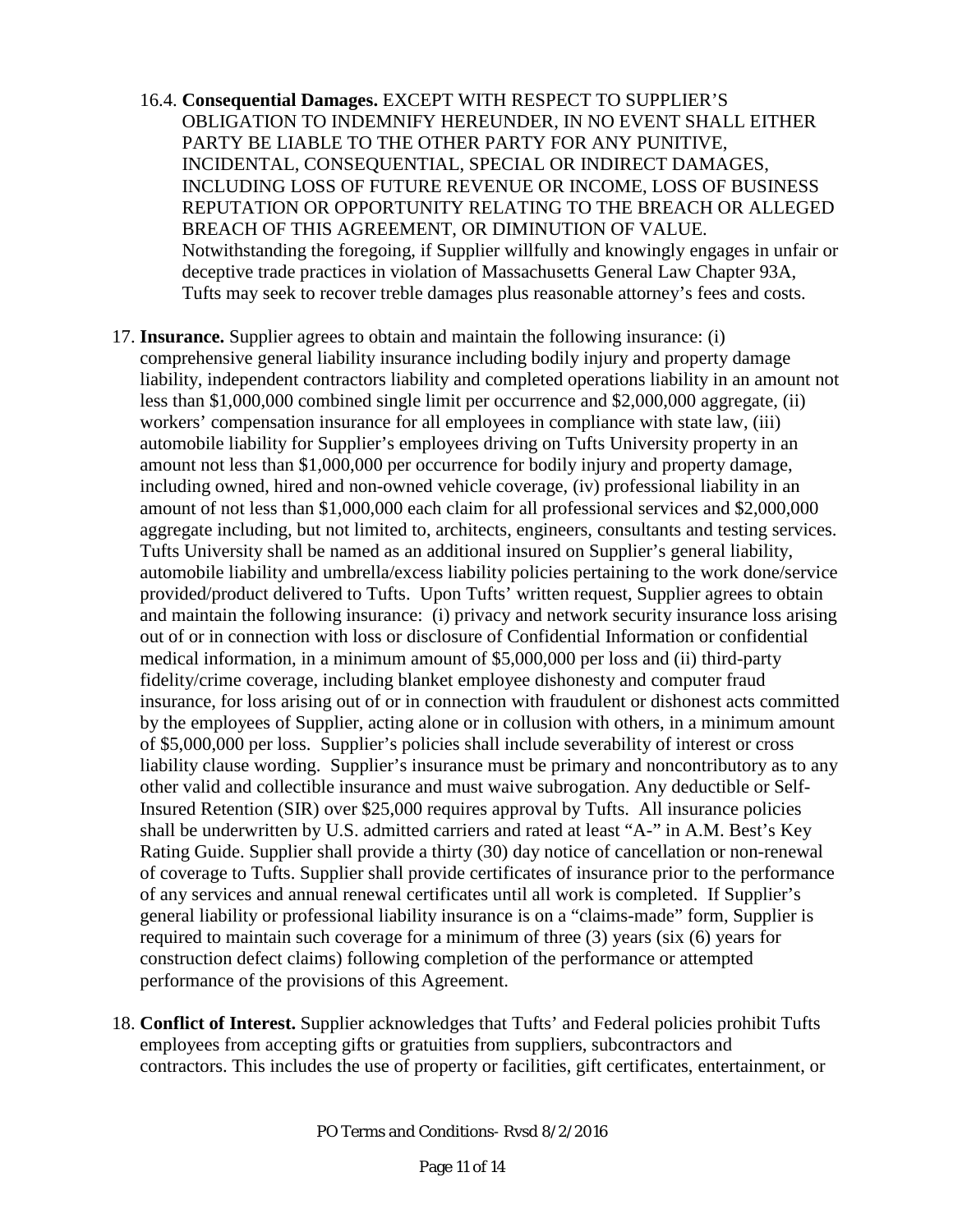16.4. **Consequential Damages.** EXCEPT WITH RESPECT TO SUPPLIER'S OBLIGATION TO INDEMNIFY HEREUNDER, IN NO EVENT SHALL EITHER PARTY BE LIABLE TO THE OTHER PARTY FOR ANY PUNITIVE, INCIDENTAL, CONSEQUENTIAL, SPECIAL OR INDIRECT DAMAGES, INCLUDING LOSS OF FUTURE REVENUE OR INCOME, LOSS OF BUSINESS REPUTATION OR OPPORTUNITY RELATING TO THE BREACH OR ALLEGED BREACH OF THIS AGREEMENT, OR DIMINUTION OF VALUE. Notwithstanding the foregoing, if Supplier willfully and knowingly engages in unfair or deceptive trade practices in violation of Massachusetts General Law Chapter 93A, Tufts may seek to recover treble damages plus reasonable attorney's fees and costs.

17. **Insurance.** Supplier agrees to obtain and maintain the following insurance: (i) comprehensive general liability insurance including bodily injury and property damage liability, independent contractors liability and completed operations liability in an amount not less than $1,000,000 combined single limit per occurrence and $2,000,000 aggregate, (ii) workers' compensation insurance for all employees in compliance with state law, (iii) automobile liability for Supplier's employees driving on Tufts University property in an amount not less than $1,000,000 per occurrence for bodily injury and property damage, including owned, hired and non-owned vehicle coverage, (iv) professional liability in an amount of not less than $1,000,000 each claim for all professional services and $2,000,000 aggregate including, but not limited to, architects, engineers, consultants and testing services. Tufts University shall be named as an additional insured on Supplier's general liability, automobile liability and umbrella/excess liability policies pertaining to the work done/service provided/product delivered to Tufts. Upon Tufts' written request, Supplier agrees to obtain and maintain the following insurance: (i) privacy and network security insurance loss arising out of or in connection with loss or disclosure of Confidential Information or confidential medical information, in a minimum amount of $5,000,000 per loss and (ii) third-party fidelity/crime coverage, including blanket employee dishonesty and computer fraud insurance, for loss arising out of or in connection with fraudulent or dishonest acts committed by the employees of Supplier, acting alone or in collusion with others, in a minimum amount of $5,000,000 per loss. Supplier's policies shall include severability of interest or cross liability clause wording. Supplier's insurance must be primary and noncontributory as to any other valid and collectible insurance and must waive subrogation. Any deductible or Self-Insured Retention (SIR) over $25,000 requires approval by Tufts. All insurance policies shall be underwritten by U.S. admitted carriers and rated at least "A-" in A.M. Best's Key Rating Guide. Supplier shall provide a thirty (30) day notice of cancellation or non-renewal of coverage to Tufts. Supplier shall provide certificates of insurance prior to the performance of any services and annual renewal certificates until all work is completed. If Supplier's general liability or professional liability insurance is on a "claims-made" form, Supplier is required to maintain such coverage for a minimum of three (3) years (six (6) years for construction defect claims) following completion of the performance or attempted performance of the provisions of this Agreement.

18. **Conflict of Interest.** Supplier acknowledges that Tufts' and Federal policies prohibit Tufts employees from accepting gifts or gratuities from suppliers, subcontractors and contractors. This includes the use of property or facilities, gift certificates, entertainment, or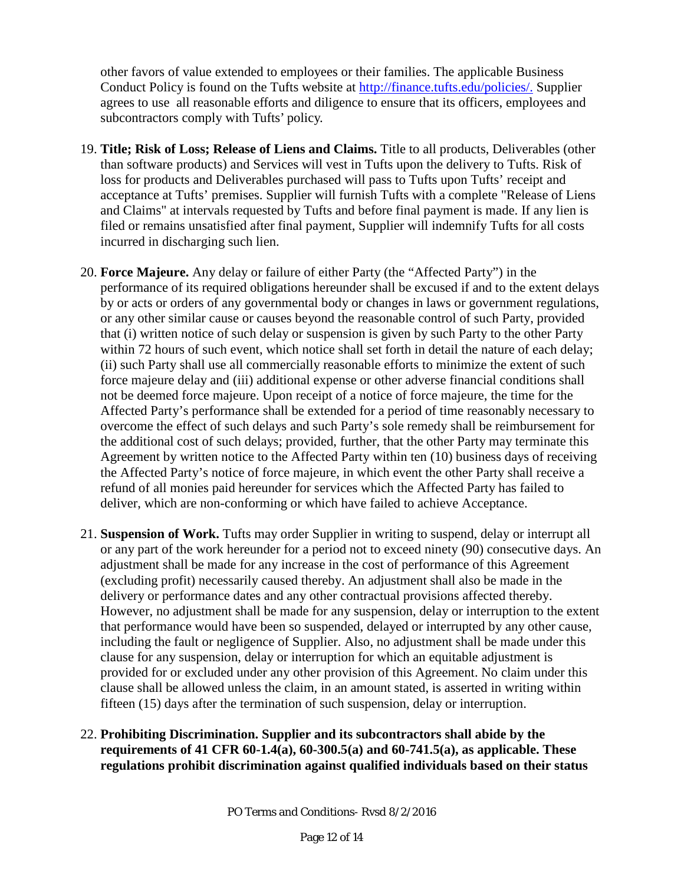other favors of value extended to employees or their families. The applicable Business Conduct Policy is found on the Tufts website at [http://finance.tufts.edu/policies/.](http://finance.tufts.edu/policies/) Supplier agrees to use all reasonable efforts and diligence to ensure that its officers, employees and subcontractors comply with Tufts' policy.

19. **Title; Risk of Loss; Release of Liens and Claims.** Title to all products, Deliverables (other than software products) and Services will vest in Tufts upon the delivery to Tufts. Risk of loss for products and Deliverables purchased will pass to Tufts upon Tufts' receipt and acceptance at Tufts' premises. Supplier will furnish Tufts with a complete "Release of Liens and Claims" at intervals requested by Tufts and before final payment is made. If any lien is filed or remains unsatisfied after final payment, Supplier will indemnify Tufts for all costs incurred in discharging such lien.

20. **Force Majeure.** Any delay or failure of either Party (the "Affected Party") in the performance of its required obligations hereunder shall be excused if and to the extent delays by or acts or orders of any governmental body or changes in laws or government regulations, or any other similar cause or causes beyond the reasonable control of such Party, provided that (i) written notice of such delay or suspension is given by such Party to the other Party within 72 hours of such event, which notice shall set forth in detail the nature of each delay; (ii) such Party shall use all commercially reasonable efforts to minimize the extent of such force majeure delay and (iii) additional expense or other adverse financial conditions shall not be deemed force majeure. Upon receipt of a notice of force majeure, the time for the Affected Party's performance shall be extended for a period of time reasonably necessary to overcome the effect of such delays and such Party's sole remedy shall be reimbursement for the additional cost of such delays; provided, further, that the other Party may terminate this Agreement by written notice to the Affected Party within ten (10) business days of receiving the Affected Party's notice of force majeure, in which event the other Party shall receive a refund of all monies paid hereunder for services which the Affected Party has failed to deliver, which are non-conforming or which have failed to achieve Acceptance.

21. **Suspension of Work.** Tufts may order Supplier in writing to suspend, delay or interrupt all or any part of the work hereunder for a period not to exceed ninety (90) consecutive days. An adjustment shall be made for any increase in the cost of performance of this Agreement (excluding profit) necessarily caused thereby. An adjustment shall also be made in the delivery or performance dates and any other contractual provisions affected thereby. However, no adjustment shall be made for any suspension, delay or interruption to the extent that performance would have been so suspended, delayed or interrupted by any other cause, including the fault or negligence of Supplier. Also, no adjustment shall be made under this clause for any suspension, delay or interruption for which an equitable adjustment is provided for or excluded under any other provision of this Agreement. No claim under this clause shall be allowed unless the claim, in an amount stated, is asserted in writing within fifteen (15) days after the termination of such suspension, delay or interruption.

22. **Prohibiting Discrimination. Supplier and its subcontractors shall abide by the requirements of 41 CFR 60-1.4(a), 60-300.5(a) and 60-741.5(a), as applicable. These regulations prohibit discrimination against qualified individuals based on their status**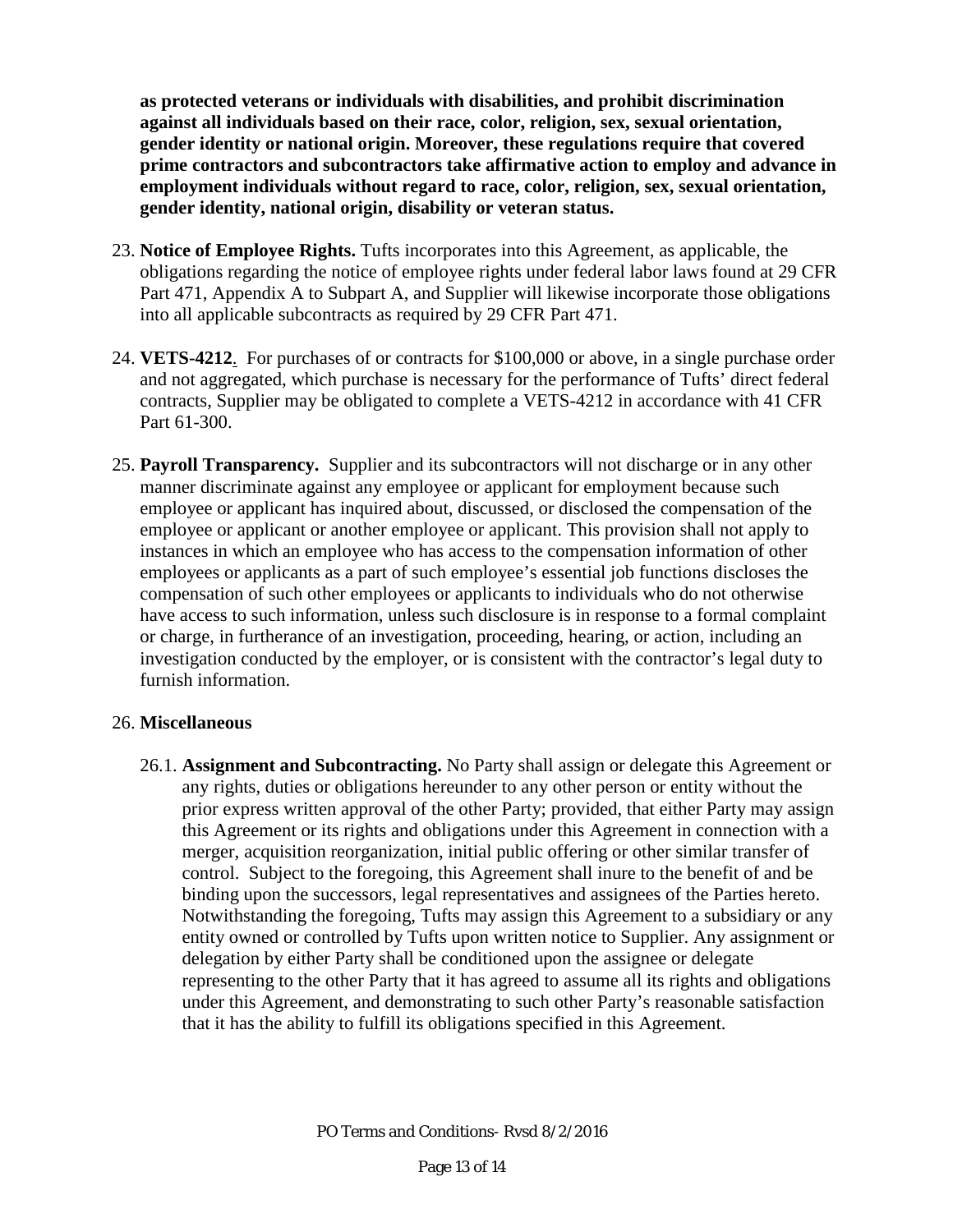**as protected veterans or individuals with disabilities, and prohibit discrimination against all individuals based on their race, color, religion, sex, sexual orientation, gender identity or national origin. Moreover, these regulations require that covered prime contractors and subcontractors take affirmative action to employ and advance in employment individuals without regard to race, color, religion, sex, sexual orientation, gender identity, national origin, disability or veteran status.**

23. **Notice of Employee Rights.** Tufts incorporates into this Agreement, as applicable, the obligations regarding the notice of employee rights under federal labor laws found at 29 CFR Part 471, Appendix A to Subpart A, and Supplier will likewise incorporate those obligations into all applicable subcontracts as required by 29 CFR Part 471.

24. **VETS-4212**. For purchases of or contracts for $100,000 or above, in a single purchase order and not aggregated, which purchase is necessary for the performance of Tufts' direct federal contracts, Supplier may be obligated to complete a VETS-4212 in accordance with 41 CFR Part 61-300.

25. **Payroll Transparency.** Supplier and its subcontractors will not discharge or in any other manner discriminate against any employee or applicant for employment because such employee or applicant has inquired about, discussed, or disclosed the compensation of the employee or applicant or another employee or applicant. This provision shall not apply to instances in which an employee who has access to the compensation information of other employees or applicants as a part of such employee's essential job functions discloses the compensation of such other employees or applicants to individuals who do not otherwise have access to such information, unless such disclosure is in response to a formal complaint or charge, in furtherance of an investigation, proceeding, hearing, or action, including an investigation conducted by the employer, or is consistent with the contractor's legal duty to furnish information.

26. **Miscellaneous**

    26.1. **Assignment and Subcontracting.** No Party shall assign or delegate this Agreement or any rights, duties or obligations hereunder to any other person or entity without the prior express written approval of the other Party; provided, that either Party may assign this Agreement or its rights and obligations under this Agreement in connection with a merger, acquisition reorganization, initial public offering or other similar transfer of control. Subject to the foregoing, this Agreement shall inure to the benefit of and be binding upon the successors, legal representatives and assignees of the Parties hereto. Notwithstanding the foregoing, Tufts may assign this Agreement to a subsidiary or any entity owned or controlled by Tufts upon written notice to Supplier. Any assignment or delegation by either Party shall be conditioned upon the assignee or delegate representing to the other Party that it has agreed to assume all its rights and obligations under this Agreement, and demonstrating to such other Party's reasonable satisfaction that it has the ability to fulfill its obligations specified in this Agreement.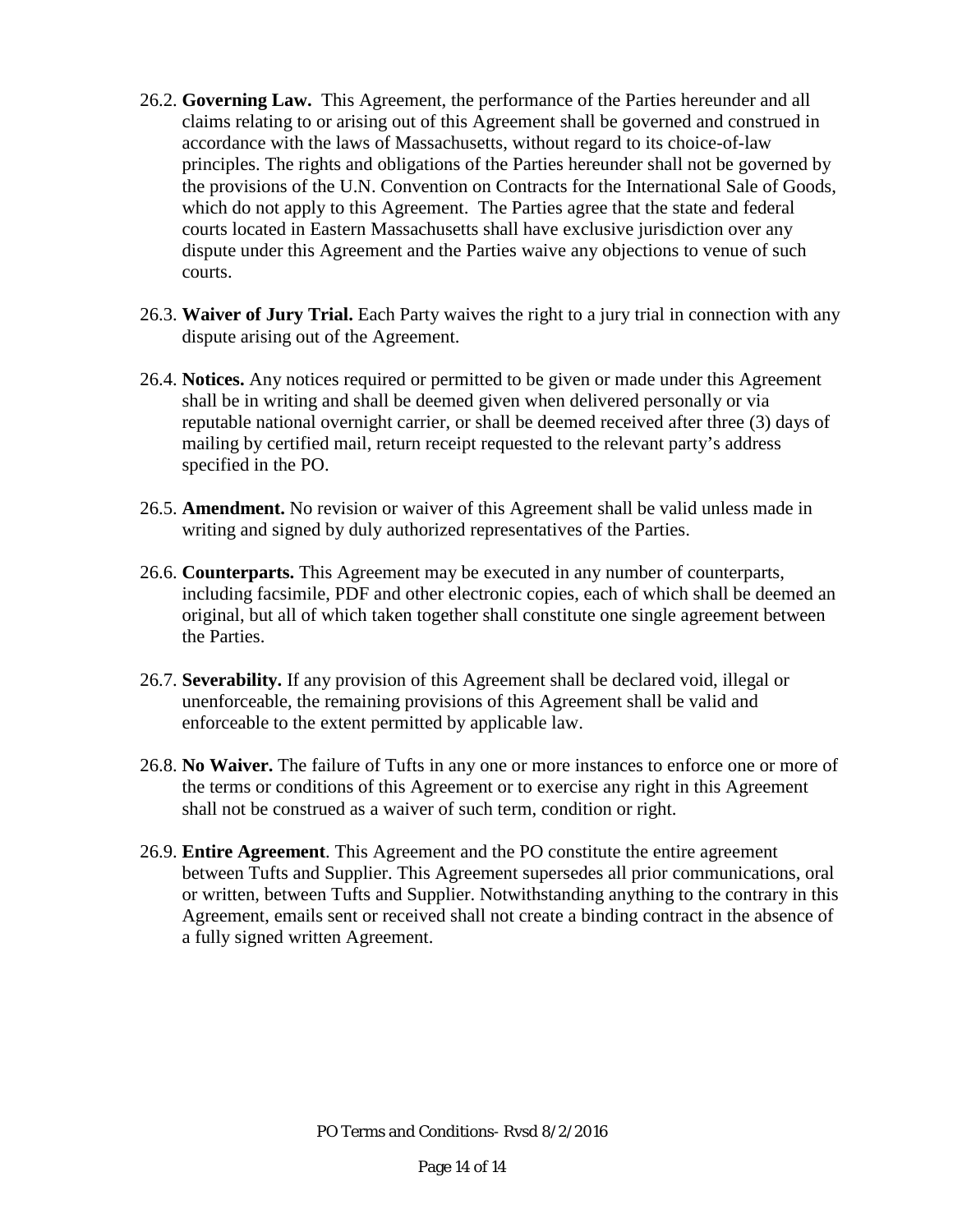26.2. **Governing Law.** This Agreement, the performance of the Parties hereunder and all claims relating to or arising out of this Agreement shall be governed and construed in accordance with the laws of Massachusetts, without regard to its choice-of-law principles. The rights and obligations of the Parties hereunder shall not be governed by the provisions of the U.N. Convention on Contracts for the International Sale of Goods, which do not apply to this Agreement. The Parties agree that the state and federal courts located in Eastern Massachusetts shall have exclusive jurisdiction over any dispute under this Agreement and the Parties waive any objections to venue of such courts.

26.3. **Waiver of Jury Trial.** Each Party waives the right to a jury trial in connection with any dispute arising out of the Agreement.

26.4. **Notices.** Any notices required or permitted to be given or made under this Agreement shall be in writing and shall be deemed given when delivered personally or via reputable national overnight carrier, or shall be deemed received after three (3) days of mailing by certified mail, return receipt requested to the relevant party's address specified in the PO.

26.5. **Amendment.** No revision or waiver of this Agreement shall be valid unless made in writing and signed by duly authorized representatives of the Parties.

26.6. **Counterparts.** This Agreement may be executed in any number of counterparts, including facsimile, PDF and other electronic copies, each of which shall be deemed an original, but all of which taken together shall constitute one single agreement between the Parties.

26.7. **Severability.** If any provision of this Agreement shall be declared void, illegal or unenforceable, the remaining provisions of this Agreement shall be valid and enforceable to the extent permitted by applicable law.

26.8. **No Waiver.** The failure of Tufts in any one or more instances to enforce one or more of the terms or conditions of this Agreement or to exercise any right in this Agreement shall not be construed as a waiver of such term, condition or right.

26.9. **Entire Agreement**. This Agreement and the PO constitute the entire agreement between Tufts and Supplier. This Agreement supersedes all prior communications, oral or written, between Tufts and Supplier. Notwithstanding anything to the contrary in this Agreement, emails sent or received shall not create a binding contract in the absence of a fully signed written Agreement.